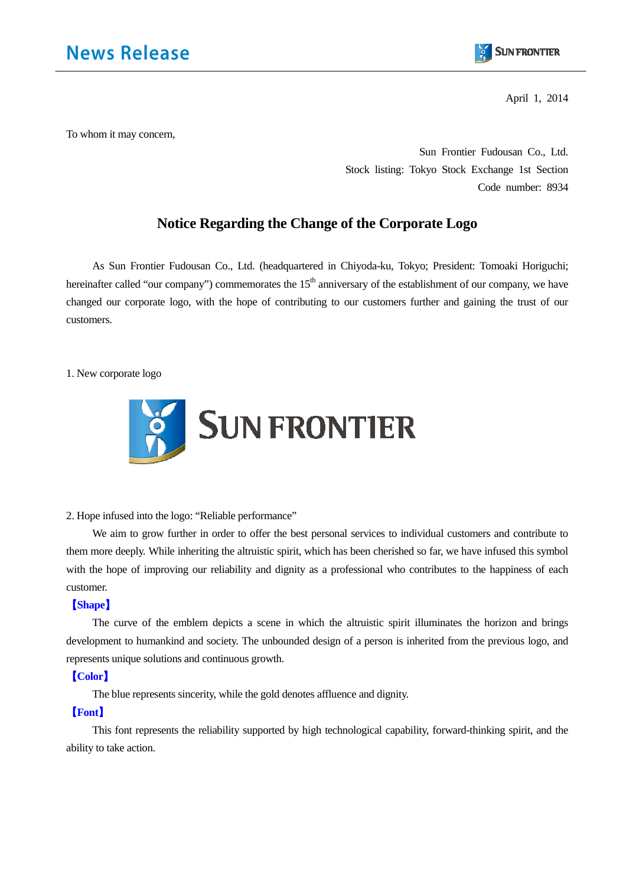# News Release

April 1, 2014

To whom it may concern,

Sun Frontier Fudousan Co., Ltd.
Stock listing: Tokyo Stock Exchange 1st Section
Code number: 8934

## Notice Regarding the Change of the Corporate Logo

As Sun Frontier Fudousan Co., Ltd. (headquartered in Chiyoda-ku, Tokyo; President: Tomoaki Horiguchi; hereinafter called "our company") commemorates the 15th anniversary of the establishment of our company, we have changed our corporate logo, with the hope of contributing to our customers further and gaining the trust of our customers.

1. New corporate logo

SUN FRONTIER

2. Hope infused into the logo: "Reliable performance"

We aim to grow further in order to offer the best personal services to individual customers and contribute to them more deeply. While inheriting the altruistic spirit, which has been cherished so far, we have infused this symbol with the hope of improving our reliability and dignity as a professional who contributes to the happiness of each customer.

**【Shape】**

The curve of the emblem depicts a scene in which the altruistic spirit illuminates the horizon and brings development to humankind and society. The unbounded design of a person is inherited from the previous logo, and represents unique solutions and continuous growth.

**【Color】**

The blue represents sincerity, while the gold denotes affluence and dignity.

**【Font】**

This font represents the reliability supported by high technological capability, forward-thinking spirit, and the ability to take action.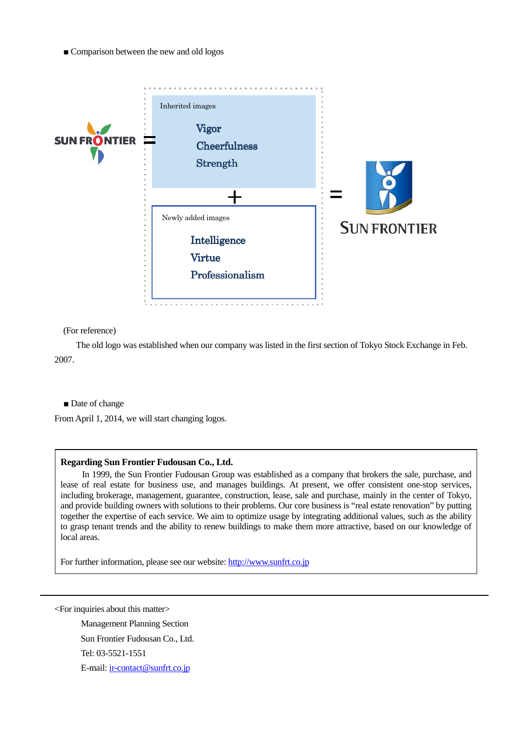■ Comparison between the new and old logos

SUN FRONTIER =

Inherited images

Vigor
Cheerfulness
Strength

+

Newly added images

Intelligence
Virtue
Professionalism

= SUN FRONTIER

(For reference)

The old logo was established when our company was listed in the first section of Tokyo Stock Exchange in Feb. 2007.

■ Date of change

From April 1, 2014, we will start changing logos.

---

**Regarding Sun Frontier Fudousan Co., Ltd.**

In 1999, the Sun Frontier Fudousan Group was established as a company that brokers the sale, purchase, and lease of real estate for business use, and manages buildings. At present, we offer consistent one-stop services, including brokerage, management, guarantee, construction, lease, sale and purchase, mainly in the center of Tokyo, and provide building owners with solutions to their problems. Our core business is "real estate renovation" by putting together the expertise of each service. We aim to optimize usage by integrating additional values, such as the ability to grasp tenant trends and the ability to renew buildings to make them more attractive, based on our knowledge of local areas.

For further information, please see our website: http://www.sunfrt.co.jp

---

<For inquiries about this matter>

Management Planning Section
Sun Frontier Fudousan Co., Ltd.
Tel: 03-5521-1551
E-mail: ir-contact@sunfrt.co.jp